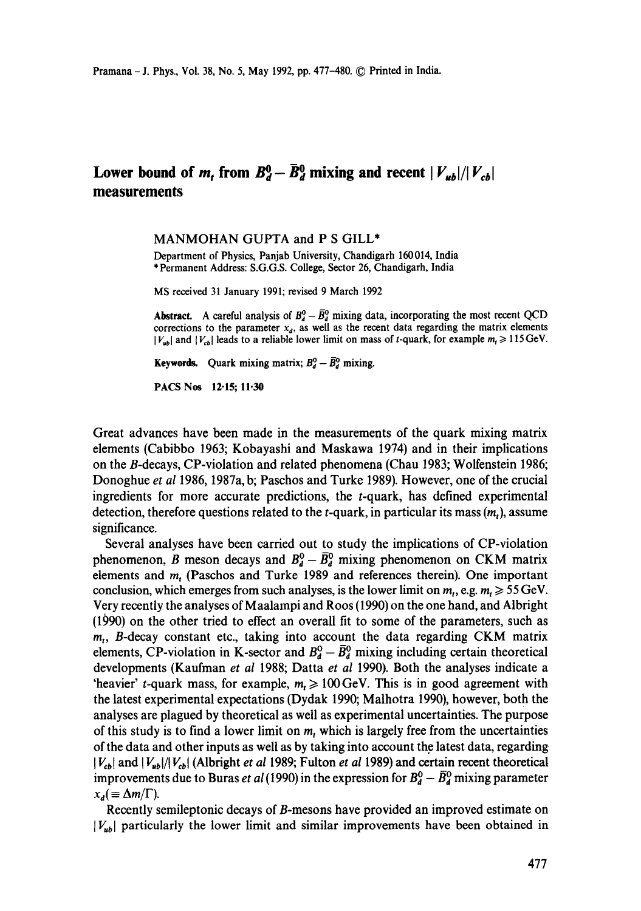# Lower bound of $m_t$ from $B_d^0 - \bar{B}_d^0$ mixing and recent $|V_{ub}|/|V_{cb}|$ measurements

MANMOHAN GUPTA and P S GILL*

Department of Physics, Panjab University, Chandigarh 160014, India
*Permanent Address: S.G.G.S. College, Sector 26, Chandigarh, India

MS received 31 January 1991; revised 9 March 1992

**Abstract.** A careful analysis of $B_d^0 - \bar{B}_d^0$ mixing data, incorporating the most recent QCD corrections to the parameter $x_d$, as well as the recent data regarding the matrix elements $|V_{ub}|$ and $|V_{cb}|$ leads to a reliable lower limit on mass of $t$-quark, for example $m_t \geqslant 115\,\text{GeV}$.

**Keywords.** Quark mixing matrix; $B_d^0 - \bar{B}_d^0$ mixing.

**PACS Nos** 12·15; 11·30

Great advances have been made in the measurements of the quark mixing matrix elements (Cabibbo 1963; Kobayashi and Maskawa 1974) and in their implications on the $B$-decays, CP-violation and related phenomena (Chau 1983; Wolfenstein 1986; Donoghue *et al* 1986, 1987a, b; Paschos and Turke 1989). However, one of the crucial ingredients for more accurate predictions, the $t$-quark, has defined experimental detection, therefore questions related to the $t$-quark, in particular its mass ($m_t$), assume significance.

Several analyses have been carried out to study the implications of CP-violation phenomenon, $B$ meson decays and $B_d^0 - \bar{B}_d^0$ mixing phenomenon on CKM matrix elements and $m_t$ (Paschos and Turke 1989 and references therein). One important conclusion, which emerges from such analyses, is the lower limit on $m_t$, e.g. $m_t \geqslant 55\,\text{GeV}$. Very recently the analyses of Maalampi and Roos (1990) on the one hand, and Albright (1990) on the other tried to effect an overall fit to some of the parameters, such as $m_t$, $B$-decay constant etc., taking into account the data regarding CKM matrix elements, CP-violation in K-sector and $B_d^0 - \bar{B}_d^0$ mixing including certain theoretical developments (Kaufman *et al* 1988; Datta *et al* 1990). Both the analyses indicate a 'heavier' $t$-quark mass, for example, $m_t \geqslant 100\,\text{GeV}$. This is in good agreement with the latest experimental expectations (Dydak 1990; Malhotra 1990), however, both the analyses are plagued by theoretical as well as experimental uncertainties. The purpose of this study is to find a lower limit on $m_t$ which is largely free from the uncertainties of the data and other inputs as well as by taking into account the latest data, regarding $|V_{cb}|$ and $|V_{ub}|/|V_{cb}|$ (Albright *et al* 1989; Fulton *et al* 1989) and certain recent theoretical improvements due to Buras *et al* (1990) in the expression for $B_d^0 - \bar{B}_d^0$ mixing parameter $x_d (\equiv \Delta m/\Gamma)$.

Recently semileptonic decays of $B$-mesons have provided an improved estimate on $|V_{ub}|$ particularly the lower limit and similar improvements have been obtained in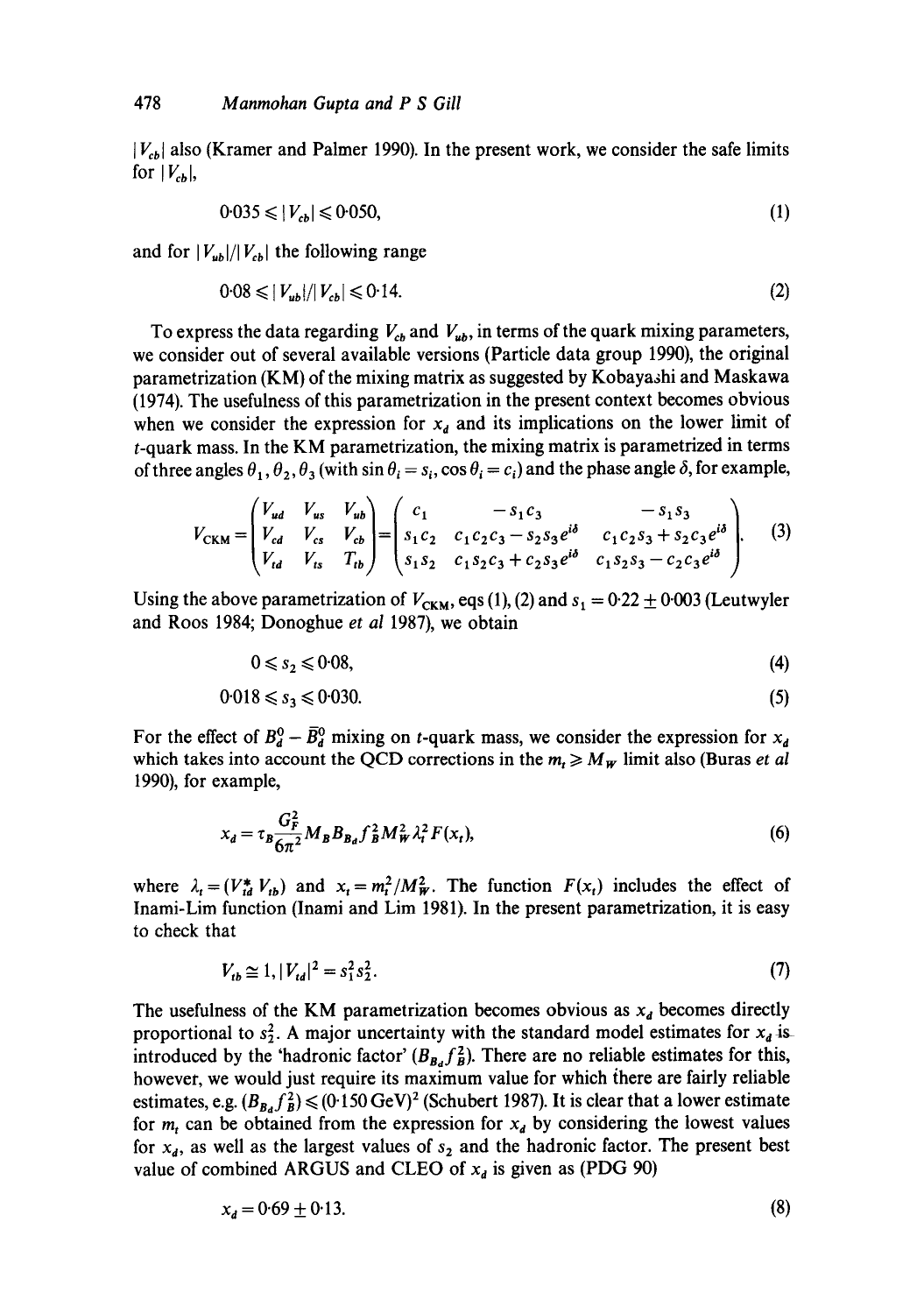$|V_{cb}|$ also (Kramer and Palmer 1990). In the present work, we consider the safe limits for $|V_{cb}|$,

$$0{\cdot}035 \leqslant |V_{cb}| \leqslant 0{\cdot}050, \tag{1}$$

and for $|V_{ub}|/|V_{cb}|$ the following range

$$0{\cdot}08 \leqslant |V_{ub}|/|V_{cb}| \leqslant 0{\cdot}14. \tag{2}$$

To express the data regarding $V_{cb}$ and $V_{ub}$, in terms of the quark mixing parameters, we consider out of several available versions (Particle data group 1990), the original parametrization (KM) of the mixing matrix as suggested by Kobayashi and Maskawa (1974). The usefulness of this parametrization in the present context becomes obvious when we consider the expression for $x_d$ and its implications on the lower limit of $t$-quark mass. In the KM parametrization, the mixing matrix is parametrized in terms of three angles $\theta_1, \theta_2, \theta_3$ (with $\sin\theta_i = s_i, \cos\theta_i = c_i$) and the phase angle $\delta$, for example,

$$V_{\text{CKM}} = \begin{pmatrix} V_{ud} & V_{us} & V_{ub} \\ V_{cd} & V_{cs} & V_{cb} \\ V_{td} & V_{ts} & T_{tb} \end{pmatrix} = \begin{pmatrix} c_1 & -s_1 c_3 & -s_1 s_3 \\ s_1 c_2 & c_1 c_2 c_3 - s_2 s_3 e^{i\delta} & c_1 c_2 s_3 + s_2 c_3 e^{i\delta} \\ s_1 s_2 & c_1 s_2 c_3 + c_2 s_3 e^{i\delta} & c_1 s_2 s_3 - c_2 c_3 e^{i\delta} \end{pmatrix}. \tag{3}$$

Using the above parametrization of $V_{\text{CKM}}$, eqs (1), (2) and $s_1 = 0{\cdot}22 \pm 0{\cdot}003$ (Leutwyler and Roos 1984; Donoghue *et al* 1987), we obtain

$$0 \leqslant s_2 \leqslant 0{\cdot}08, \tag{4}$$

$$0{\cdot}018 \leqslant s_3 \leqslant 0{\cdot}030. \tag{5}$$

For the effect of $B_d^0 - \bar{B}_d^0$ mixing on $t$-quark mass, we consider the expression for $x_d$ which takes into account the QCD corrections in the $m_t \geqslant M_W$ limit also (Buras *et al* 1990), for example,

$$x_d = \tau_B \frac{G_F^2}{6\pi^2} M_B B_{B_d} f_B^2 M_W^2 \lambda_t^2 F(x_t), \tag{6}$$

where $\lambda_t = (V_{td}^* V_{tb})$ and $x_t = m_t^2/M_W^2$. The function $F(x_t)$ includes the effect of Inami-Lim function (Inami and Lim 1981). In the present parametrization, it is easy to check that

$$V_{tb} \cong 1, |V_{td}|^2 = s_1^2 s_2^2. \tag{7}$$

The usefulness of the KM parametrization becomes obvious as $x_d$ becomes directly proportional to $s_2^2$. A major uncertainty with the standard model estimates for $x_d$ is introduced by the 'hadronic factor' $(B_{B_d} f_B^2)$. There are no reliable estimates for this, however, we would just require its maximum value for which there are fairly reliable estimates, e.g. $(B_{B_d} f_B^2) \leqslant (0{\cdot}150\,\text{GeV})^2$ (Schubert 1987). It is clear that a lower estimate for $m_t$ can be obtained from the expression for $x_d$ by considering the lowest values for $x_d$, as well as the largest values of $s_2$ and the hadronic factor. The present best value of combined ARGUS and CLEO of $x_d$ is given as (PDG 90)

$$x_d = 0{\cdot}69 \pm 0{\cdot}13. \tag{8}$$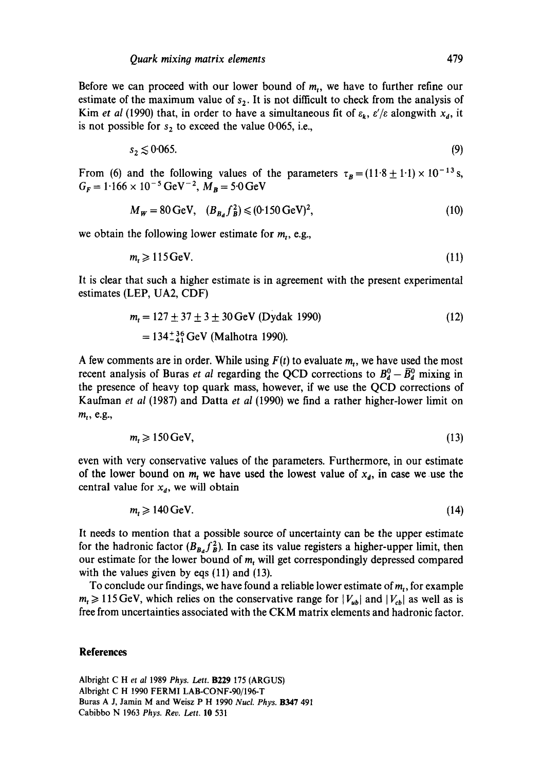Before we can proceed with our lower bound of $m_t$, we have to further refine our estimate of the maximum value of $s_2$. It is not difficult to check from the analysis of Kim *et al* (1990) that, in order to have a simultaneous fit of $\varepsilon_k$, $\varepsilon'/\varepsilon$ alongwith $x_d$, it is not possible for $s_2$ to exceed the value 0·065, i.e.,

$$s_2 \lesssim 0{\cdot}065. \tag{9}$$

From (6) and the following values of the parameters $\tau_B = (11{\cdot}8 \pm 1{\cdot}1) \times 10^{-13}\,\mathrm{s}$, $G_F = 1{\cdot}166 \times 10^{-5}\,\mathrm{GeV}^{-2}$, $M_B = 5{\cdot}0\,\mathrm{GeV}$

$$M_W = 80\,\mathrm{GeV}, \quad (B_{B_d} f_B^2) \leqslant (0{\cdot}150\,\mathrm{GeV})^2, \tag{10}$$

we obtain the following lower estimate for $m_t$, e.g.,

$$m_t \geqslant 115\,\mathrm{GeV}. \tag{11}$$

It is clear that such a higher estimate is in agreement with the present experimental estimates (LEP, UA2, CDF)

$$\begin{aligned} m_t &= 127 \pm 37 \pm 3 \pm 30\,\mathrm{GeV} \text{ (Dydak 1990)} \\ &= 134^{+36}_{-41}\,\mathrm{GeV} \text{ (Malhotra 1990).} \end{aligned} \tag{12}$$

A few comments are in order. While using $F(t)$ to evaluate $m_t$, we have used the most recent analysis of Buras *et al* regarding the QCD corrections to $B_d^0 - \bar{B}_d^0$ mixing in the presence of heavy top quark mass, however, if we use the QCD corrections of Kaufman *et al* (1987) and Datta *et al* (1990) we find a rather higher-lower limit on $m_t$, e.g.,

$$m_t \geqslant 150\,\mathrm{GeV}, \tag{13}$$

even with very conservative values of the parameters. Furthermore, in our estimate of the lower bound on $m_t$ we have used the lowest value of $x_d$, in case we use the central value for $x_d$, we will obtain

$$m_t \geqslant 140\,\mathrm{GeV}. \tag{14}$$

It needs to mention that a possible source of uncertainty can be the upper estimate for the hadronic factor $(B_{B_d} f_B^2)$. In case its value registers a higher-upper limit, then our estimate for the lower bound of $m_t$ will get correspondingly depressed compared with the values given by eqs (11) and (13).

To conclude our findings, we have found a reliable lower estimate of $m_t$, for example $m_t \geqslant 115\,\mathrm{GeV}$, which relies on the conservative range for $|V_{ub}|$ and $|V_{cb}|$ as well as is free from uncertainties associated with the CKM matrix elements and hadronic factor.

## References

Albright C H *et al* 1989 *Phys. Lett.* **B229** 175 (ARGUS)
Albright C H 1990 FERMI LAB-CONF-90/196-T
Buras A J, Jamin M and Weisz P H 1990 *Nucl. Phys.* **B347** 491
Cabibbo N 1963 *Phys. Rev. Lett.* **10** 531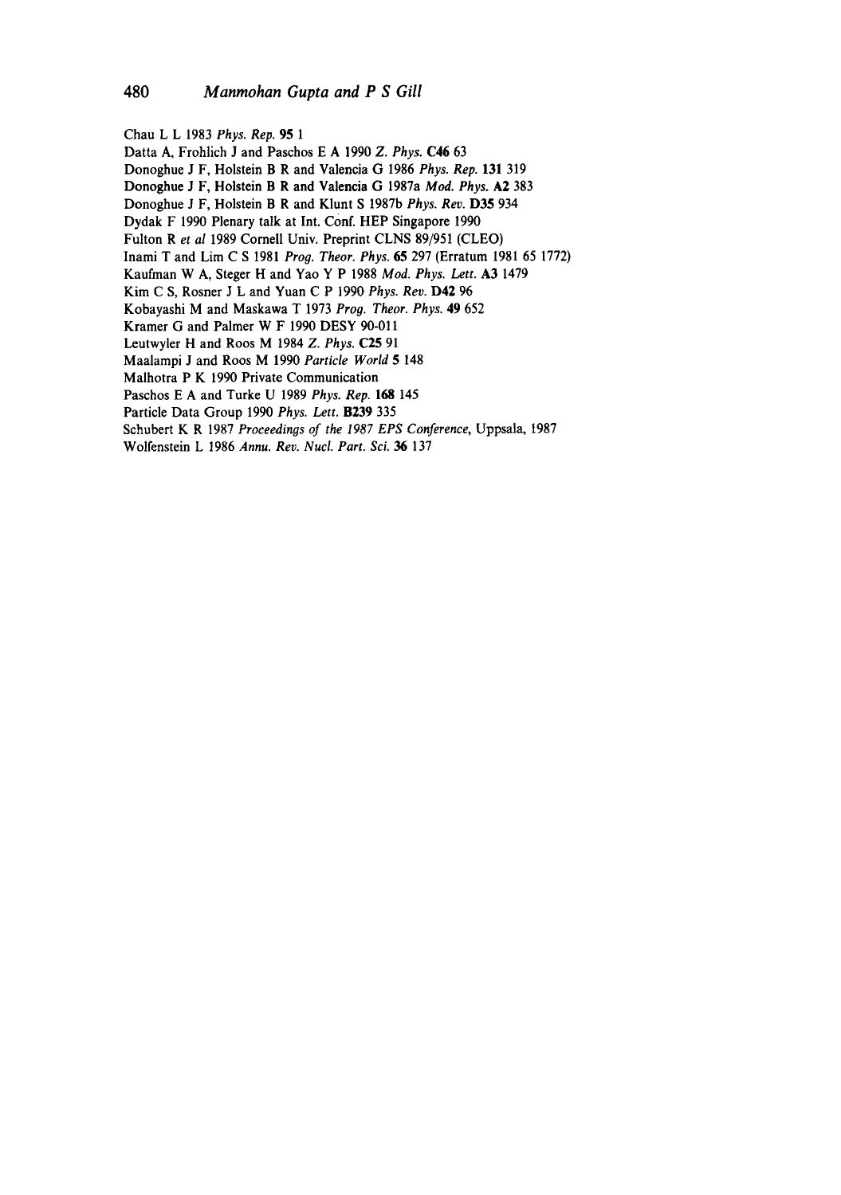Chau L L 1983 *Phys. Rep.* **95** 1

Datta A, Frohlich J and Paschos E A 1990 *Z. Phys.* **C46** 63

Donoghue J F, Holstein B R and Valencia G 1986 *Phys. Rep.* **131** 319

Donoghue J F, Holstein B R and Valencia G 1987a *Mod. Phys.* **A2** 383

Donoghue J F, Holstein B R and Klunt S 1987b *Phys. Rev.* **D35** 934

Dydak F 1990 Plenary talk at Int. Conf. HEP Singapore 1990

Fulton R *et al* 1989 Cornell Univ. Preprint CLNS 89/951 (CLEO)

Inami T and Lim C S 1981 *Prog. Theor. Phys.* **65** 297 (Erratum 1981 65 1772)

Kaufman W A, Steger H and Yao Y P 1988 *Mod. Phys. Lett.* **A3** 1479

Kim C S, Rosner J L and Yuan C P 1990 *Phys. Rev.* **D42** 96

Kobayashi M and Maskawa T 1973 *Prog. Theor. Phys.* **49** 652

Kramer G and Palmer W F 1990 DESY 90-011

Leutwyler H and Roos M 1984 *Z. Phys.* **C25** 91

Maalampi J and Roos M 1990 *Particle World* **5** 148

Malhotra P K 1990 Private Communication

Paschos E A and Turke U 1989 *Phys. Rep.* **168** 145

Particle Data Group 1990 *Phys. Lett.* **B239** 335

Schubert K R 1987 *Proceedings of the 1987 EPS Conference*, Uppsala, 1987

Wolfenstein L 1986 *Annu. Rev. Nucl. Part. Sci.* **36** 137